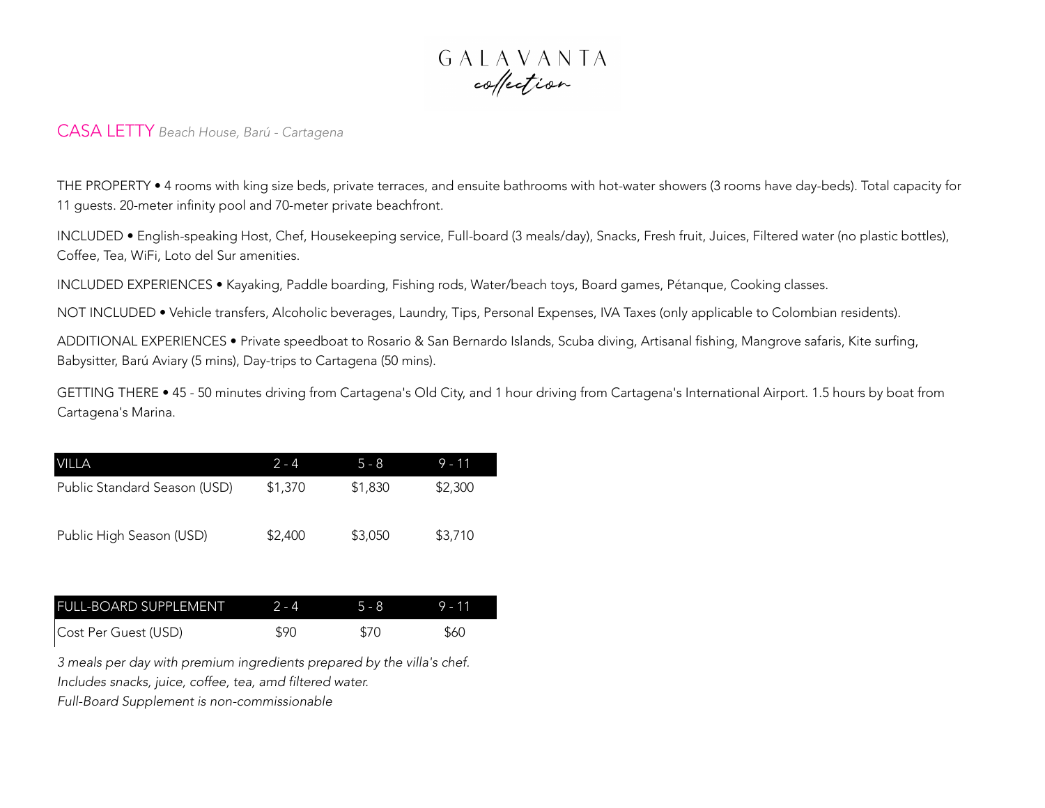# GALAVANTA *collection*

## CASA LETTY *Beach House, Barú - Cartagena*

THE PROPERTY • 4 rooms with king size beds, private terraces, and ensuite bathrooms with hot-water showers (3 rooms have day-beds). Total capacity for 11 guests. 20-meter infinity pool and 70-meter private beachfront.

INCLUDED • English-speaking Host, Chef, Housekeeping service, Full-board (3 meals/day), Snacks, Fresh fruit, Juices, Filtered water (no plastic bottles), Coffee, Tea, WiFi, Loto del Sur amenities.

INCLUDED EXPERIENCES • Kayaking, Paddle boarding, Fishing rods, Water/beach toys, Board games, Pétanque, Cooking classes.

NOT INCLUDED • Vehicle transfers, Alcoholic beverages, Laundry, Tips, Personal Expenses, IVA Taxes (only applicable to Colombian residents).

ADDITIONAL EXPERIENCES • Private speedboat to Rosario & San Bernardo Islands, Scuba diving, Artisanal fishing, Mangrove safaris, Kite surfing, Babysitter, Barú Aviary (5 mins), Day-trips to Cartagena (50 mins).

GETTING THERE • 45 - 50 minutes driving from Cartagena's Old City, and 1 hour driving from Cartagena's International Airport. 1.5 hours by boat from Cartagena's Marina.

| VILLA | 2 - 4 | 5 - 8 | 9 - 11 |
|---|---|---|---|
| Public Standard Season (USD) | $1,370 | $1,830 | $2,300 |
| Public High Season (USD) | $2,400 | $3,050 | $3,710 |

| FULL-BOARD SUPPLEMENT | 2 - 4 | 5 - 8 | 9 - 11 |
|---|---|---|---|
| Cost Per Guest (USD) | $90 | $70 | $60 |

*3 meals per day with premium ingredients prepared by the villa's chef.*
*Includes snacks, juice, coffee, tea, amd filtered water.*
*Full-Board Supplement is non-commissionable*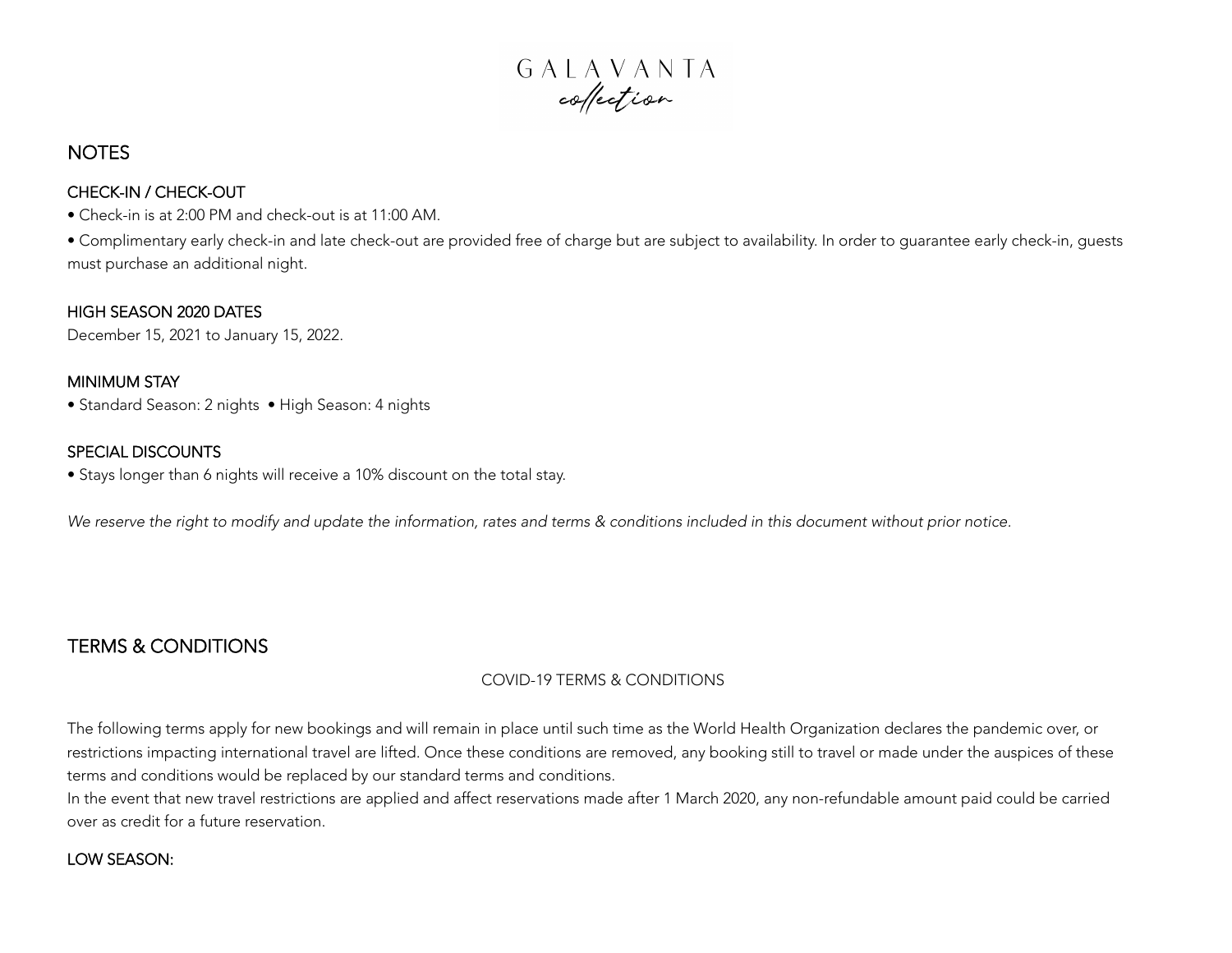GALAVANTA
collection

# NOTES

### CHECK-IN / CHECK-OUT

- Check-in is at 2:00 PM and check-out is at 11:00 AM.
- Complimentary early check-in and late check-out are provided free of charge but are subject to availability. In order to guarantee early check-in, guests must purchase an additional night.

### HIGH SEASON 2020 DATES

December 15, 2021 to January 15, 2022.

### MINIMUM STAY

- Standard Season: 2 nights • High Season: 4 nights

### SPECIAL DISCOUNTS

- Stays longer than 6 nights will receive a 10% discount on the total stay.

*We reserve the right to modify and update the information, rates and terms & conditions included in this document without prior notice.*

# TERMS & CONDITIONS

COVID-19 TERMS & CONDITIONS

The following terms apply for new bookings and will remain in place until such time as the World Health Organization declares the pandemic over, or restrictions impacting international travel are lifted. Once these conditions are removed, any booking still to travel or made under the auspices of these terms and conditions would be replaced by our standard terms and conditions.
In the event that new travel restrictions are applied and affect reservations made after 1 March 2020, any non-refundable amount paid could be carried over as credit for a future reservation.

### LOW SEASON: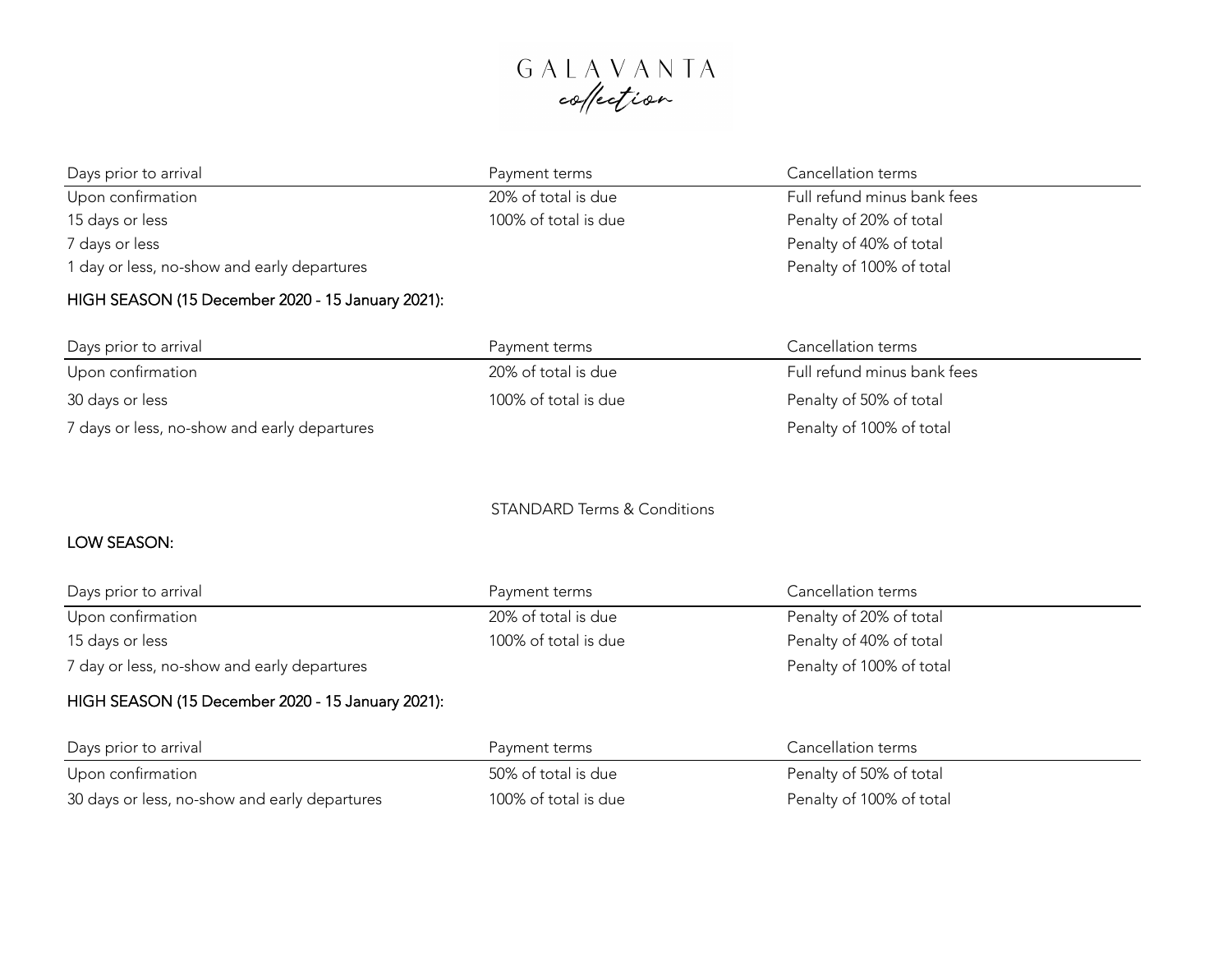# GALAVANTA
*collection*

| Days prior to arrival | Payment terms | Cancellation terms |
|---|---|---|
| Upon confirmation | 20% of total is due | Full refund minus bank fees |
| 15 days or less | 100% of total is due | Penalty of 20% of total |
| 7 days or less | | Penalty of 40% of total |
| 1 day or less, no-show and early departures | | Penalty of 100% of total |

HIGH SEASON (15 December 2020 - 15 January 2021):

| Days prior to arrival | Payment terms | Cancellation terms |
|---|---|---|
| Upon confirmation | 20% of total is due | Full refund minus bank fees |
| 30 days or less | 100% of total is due | Penalty of 50% of total |
| 7 days or less, no-show and early departures | | Penalty of 100% of total |

## STANDARD Terms & Conditions

LOW SEASON:

| Days prior to arrival | Payment terms | Cancellation terms |
|---|---|---|
| Upon confirmation | 20% of total is due | Penalty of 20% of total |
| 15 days or less | 100% of total is due | Penalty of 40% of total |
| 7 day or less, no-show and early departures | | Penalty of 100% of total |

HIGH SEASON (15 December 2020 - 15 January 2021):

| Days prior to arrival | Payment terms | Cancellation terms |
|---|---|---|
| Upon confirmation | 50% of total is due | Penalty of 50% of total |
| 30 days or less, no-show and early departures | 100% of total is due | Penalty of 100% of total |